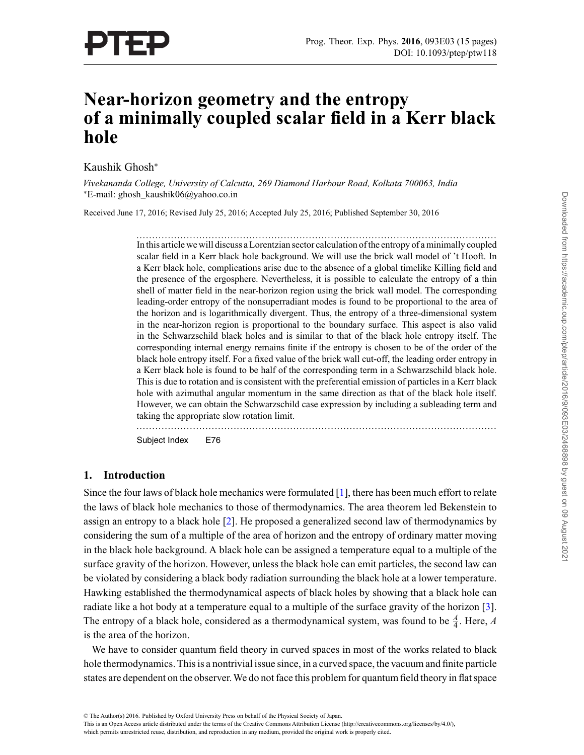# Near-horizon geometry and the entropy of a minimally coupled scalar field in a Kerr black hole

Kaushik Ghosh*

*Vivekananda College, University of Calcutta, 269 Diamond Harbour Road, Kolkata 700063, India*
*E-mail: ghosh_kaushik06@yahoo.co.in

Received June 17, 2016; Revised July 25, 2016; Accepted July 25, 2016; Published September 30, 2016

In this article we will discuss a Lorentzian sector calculation of the entropy of a minimally coupled scalar field in a Kerr black hole background. We will use the brick wall model of 't Hooft. In a Kerr black hole, complications arise due to the absence of a global timelike Killing field and the presence of the ergosphere. Nevertheless, it is possible to calculate the entropy of a thin shell of matter field in the near-horizon region using the brick wall model. The corresponding leading-order entropy of the nonsuperradiant modes is found to be proportional to the area of the horizon and is logarithmically divergent. Thus, the entropy of a three-dimensional system in the near-horizon region is proportional to the boundary surface. This aspect is also valid in the Schwarzschild black holes and is similar to that of the black hole entropy itself. The corresponding internal energy remains finite if the entropy is chosen to be of the order of the black hole entropy itself. For a fixed value of the brick wall cut-off, the leading order entropy in a Kerr black hole is found to be half of the corresponding term in a Schwarzschild black hole. This is due to rotation and is consistent with the preferential emission of particles in a Kerr black hole with azimuthal angular momentum in the same direction as that of the black hole itself. However, we can obtain the Schwarzschild case expression by including a subleading term and taking the appropriate slow rotation limit.

Subject Index E76

## 1. Introduction

Since the four laws of black hole mechanics were formulated [1], there has been much effort to relate the laws of black hole mechanics to those of thermodynamics. The area theorem led Bekenstein to assign an entropy to a black hole [2]. He proposed a generalized second law of thermodynamics by considering the sum of a multiple of the area of horizon and the entropy of ordinary matter moving in the black hole background. A black hole can be assigned a temperature equal to a multiple of the surface gravity of the horizon. However, unless the black hole can emit particles, the second law can be violated by considering a black body radiation surrounding the black hole at a lower temperature. Hawking established the thermodynamical aspects of black holes by showing that a black hole can radiate like a hot body at a temperature equal to a multiple of the surface gravity of the horizon [3]. The entropy of a black hole, considered as a thermodynamical system, was found to be $\frac{A}{4}$. Here, $A$ is the area of the horizon.

We have to consider quantum field theory in curved spaces in most of the works related to black hole thermodynamics. This is a nontrivial issue since, in a curved space, the vacuum and finite particle states are dependent on the observer. We do not face this problem for quantum field theory in flat space

© The Author(s) 2016. Published by Oxford University Press on behalf of the Physical Society of Japan.
This is an Open Access article distributed under the terms of the Creative Commons Attribution License (http://creativecommons.org/licenses/by/4.0/), which permits unrestricted reuse, distribution, and reproduction in any medium, provided the original work is properly cited.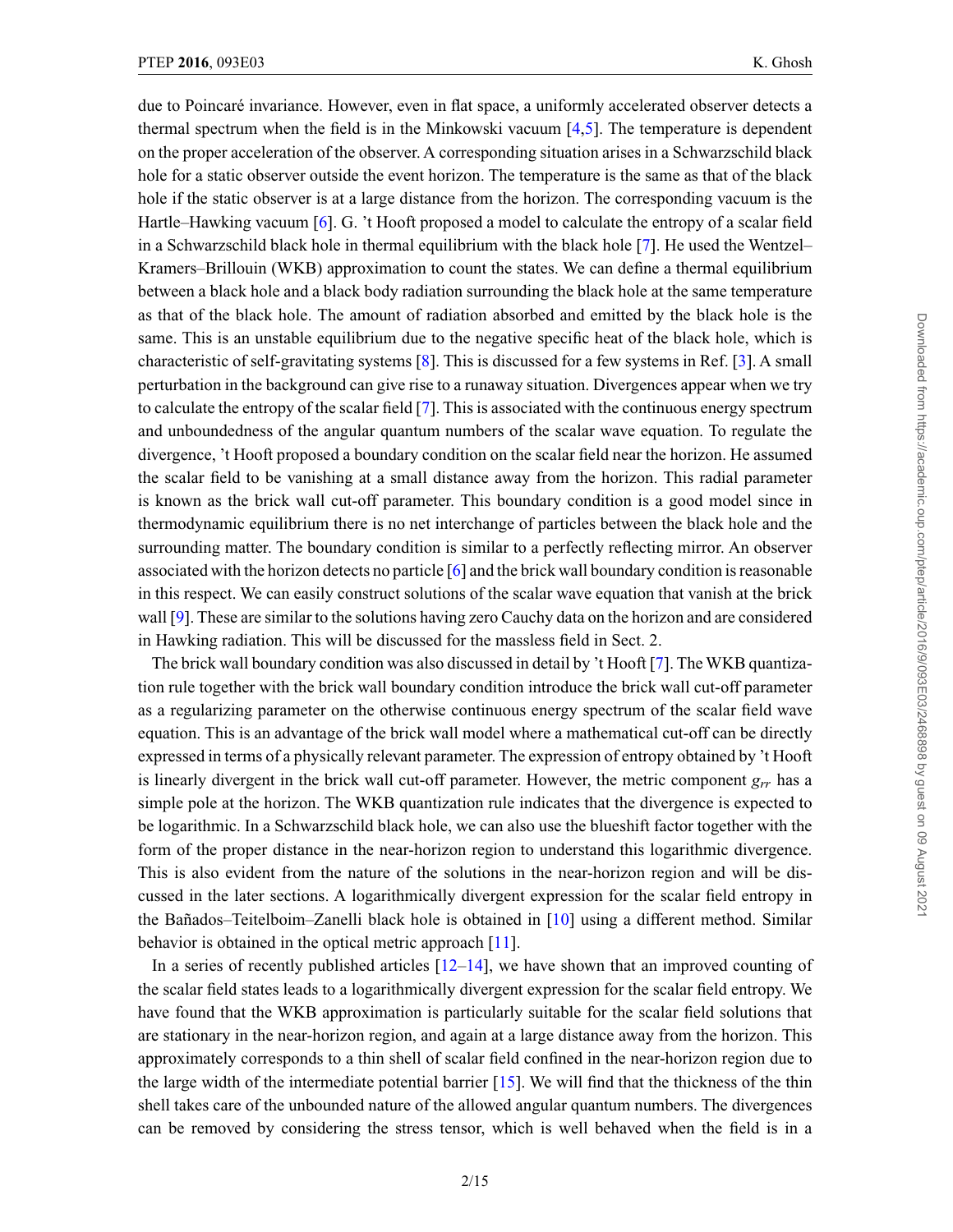due to Poincaré invariance. However, even in flat space, a uniformly accelerated observer detects a thermal spectrum when the field is in the Minkowski vacuum [4,5]. The temperature is dependent on the proper acceleration of the observer. A corresponding situation arises in a Schwarzschild black hole for a static observer outside the event horizon. The temperature is the same as that of the black hole if the static observer is at a large distance from the horizon. The corresponding vacuum is the Hartle–Hawking vacuum [6]. G. 't Hooft proposed a model to calculate the entropy of a scalar field in a Schwarzschild black hole in thermal equilibrium with the black hole [7]. He used the Wentzel–Kramers–Brillouin (WKB) approximation to count the states. We can define a thermal equilibrium between a black hole and a black body radiation surrounding the black hole at the same temperature as that of the black hole. The amount of radiation absorbed and emitted by the black hole is the same. This is an unstable equilibrium due to the negative specific heat of the black hole, which is characteristic of self-gravitating systems [8]. This is discussed for a few systems in Ref. [3]. A small perturbation in the background can give rise to a runaway situation. Divergences appear when we try to calculate the entropy of the scalar field [7]. This is associated with the continuous energy spectrum and unboundedness of the angular quantum numbers of the scalar wave equation. To regulate the divergence, 't Hooft proposed a boundary condition on the scalar field near the horizon. He assumed the scalar field to be vanishing at a small distance away from the horizon. This radial parameter is known as the brick wall cut-off parameter. This boundary condition is a good model since in thermodynamic equilibrium there is no net interchange of particles between the black hole and the surrounding matter. The boundary condition is similar to a perfectly reflecting mirror. An observer associated with the horizon detects no particle [6] and the brick wall boundary condition is reasonable in this respect. We can easily construct solutions of the scalar wave equation that vanish at the brick wall [9]. These are similar to the solutions having zero Cauchy data on the horizon and are considered in Hawking radiation. This will be discussed for the massless field in Sect. 2.

The brick wall boundary condition was also discussed in detail by 't Hooft [7]. The WKB quantization rule together with the brick wall boundary condition introduce the brick wall cut-off parameter as a regularizing parameter on the otherwise continuous energy spectrum of the scalar field wave equation. This is an advantage of the brick wall model where a mathematical cut-off can be directly expressed in terms of a physically relevant parameter. The expression of entropy obtained by 't Hooft is linearly divergent in the brick wall cut-off parameter. However, the metric component $g_{rr}$ has a simple pole at the horizon. The WKB quantization rule indicates that the divergence is expected to be logarithmic. In a Schwarzschild black hole, we can also use the blueshift factor together with the form of the proper distance in the near-horizon region to understand this logarithmic divergence. This is also evident from the nature of the solutions in the near-horizon region and will be discussed in the later sections. A logarithmically divergent expression for the scalar field entropy in the Bañados–Teitelboim–Zanelli black hole is obtained in [10] using a different method. Similar behavior is obtained in the optical metric approach [11].

In a series of recently published articles [12–14], we have shown that an improved counting of the scalar field states leads to a logarithmically divergent expression for the scalar field entropy. We have found that the WKB approximation is particularly suitable for the scalar field solutions that are stationary in the near-horizon region, and again at a large distance away from the horizon. This approximately corresponds to a thin shell of scalar field confined in the near-horizon region due to the large width of the intermediate potential barrier [15]. We will find that the thickness of the thin shell takes care of the unbounded nature of the allowed angular quantum numbers. The divergences can be removed by considering the stress tensor, which is well behaved when the field is in a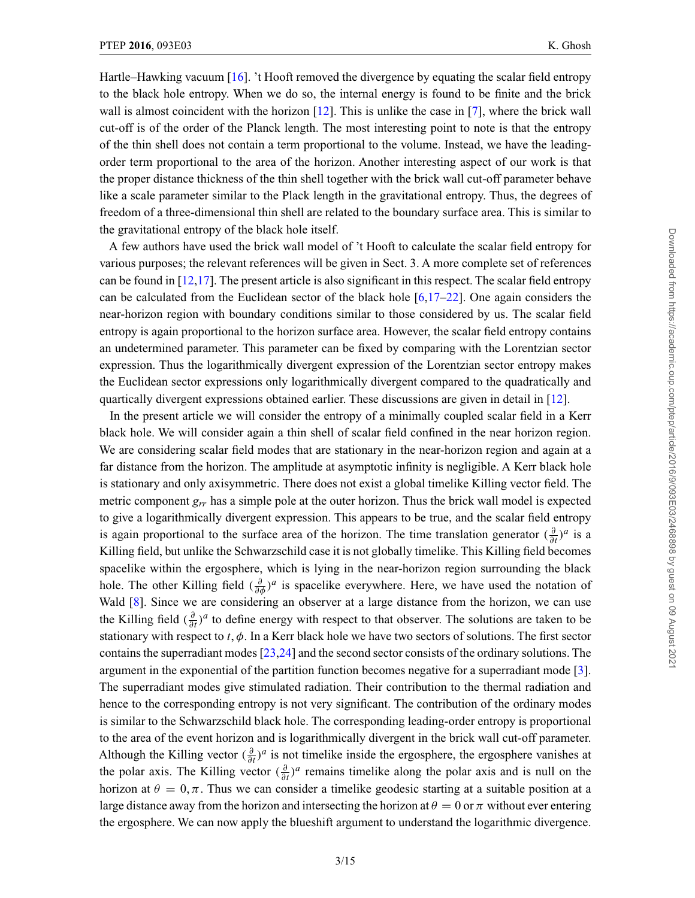Hartle–Hawking vacuum [16]. ’t Hooft removed the divergence by equating the scalar field entropy to the black hole entropy. When we do so, the internal energy is found to be finite and the brick wall is almost coincident with the horizon [12]. This is unlike the case in [7], where the brick wall cut-off is of the order of the Planck length. The most interesting point to note is that the entropy of the thin shell does not contain a term proportional to the volume. Instead, we have the leading-order term proportional to the area of the horizon. Another interesting aspect of our work is that the proper distance thickness of the thin shell together with the brick wall cut-off parameter behave like a scale parameter similar to the Plack length in the gravitational entropy. Thus, the degrees of freedom of a three-dimensional thin shell are related to the boundary surface area. This is similar to the gravitational entropy of the black hole itself.

A few authors have used the brick wall model of ’t Hooft to calculate the scalar field entropy for various purposes; the relevant references will be given in Sect. 3. A more complete set of references can be found in [12,17]. The present article is also significant in this respect. The scalar field entropy can be calculated from the Euclidean sector of the black hole [6,17–22]. One again considers the near-horizon region with boundary conditions similar to those considered by us. The scalar field entropy is again proportional to the horizon surface area. However, the scalar field entropy contains an undetermined parameter. This parameter can be fixed by comparing with the Lorentzian sector expression. Thus the logarithmically divergent expression of the Lorentzian sector entropy makes the Euclidean sector expressions only logarithmically divergent compared to the quadratically and quartically divergent expressions obtained earlier. These discussions are given in detail in [12].

In the present article we will consider the entropy of a minimally coupled scalar field in a Kerr black hole. We will consider again a thin shell of scalar field confined in the near horizon region. We are considering scalar field modes that are stationary in the near-horizon region and again at a far distance from the horizon. The amplitude at asymptotic infinity is negligible. A Kerr black hole is stationary and only axisymmetric. There does not exist a global timelike Killing vector field. The metric component $g_{rr}$ has a simple pole at the outer horizon. Thus the brick wall model is expected to give a logarithmically divergent expression. This appears to be true, and the scalar field entropy is again proportional to the surface area of the horizon. The time translation generator $(\frac{\partial}{\partial t})^a$ is a Killing field, but unlike the Schwarzschild case it is not globally timelike. This Killing field becomes spacelike within the ergosphere, which is lying in the near-horizon region surrounding the black hole. The other Killing field $(\frac{\partial}{\partial \phi})^a$ is spacelike everywhere. Here, we have used the notation of Wald [8]. Since we are considering an observer at a large distance from the horizon, we can use the Killing field $(\frac{\partial}{\partial t})^a$ to define energy with respect to that observer. The solutions are taken to be stationary with respect to $t, \phi$. In a Kerr black hole we have two sectors of solutions. The first sector contains the superradiant modes [23,24] and the second sector consists of the ordinary solutions. The argument in the exponential of the partition function becomes negative for a superradiant mode [3]. The superradiant modes give stimulated radiation. Their contribution to the thermal radiation and hence to the corresponding entropy is not very significant. The contribution of the ordinary modes is similar to the Schwarzschild black hole. The corresponding leading-order entropy is proportional to the area of the event horizon and is logarithmically divergent in the brick wall cut-off parameter. Although the Killing vector $(\frac{\partial}{\partial t})^a$ is not timelike inside the ergosphere, the ergosphere vanishes at the polar axis. The Killing vector $(\frac{\partial}{\partial t})^a$ remains timelike along the polar axis and is null on the horizon at $\theta = 0, \pi$. Thus we can consider a timelike geodesic starting at a suitable position at a large distance away from the horizon and intersecting the horizon at $\theta = 0$ or $\pi$ without ever entering the ergosphere. We can now apply the blueshift argument to understand the logarithmic divergence.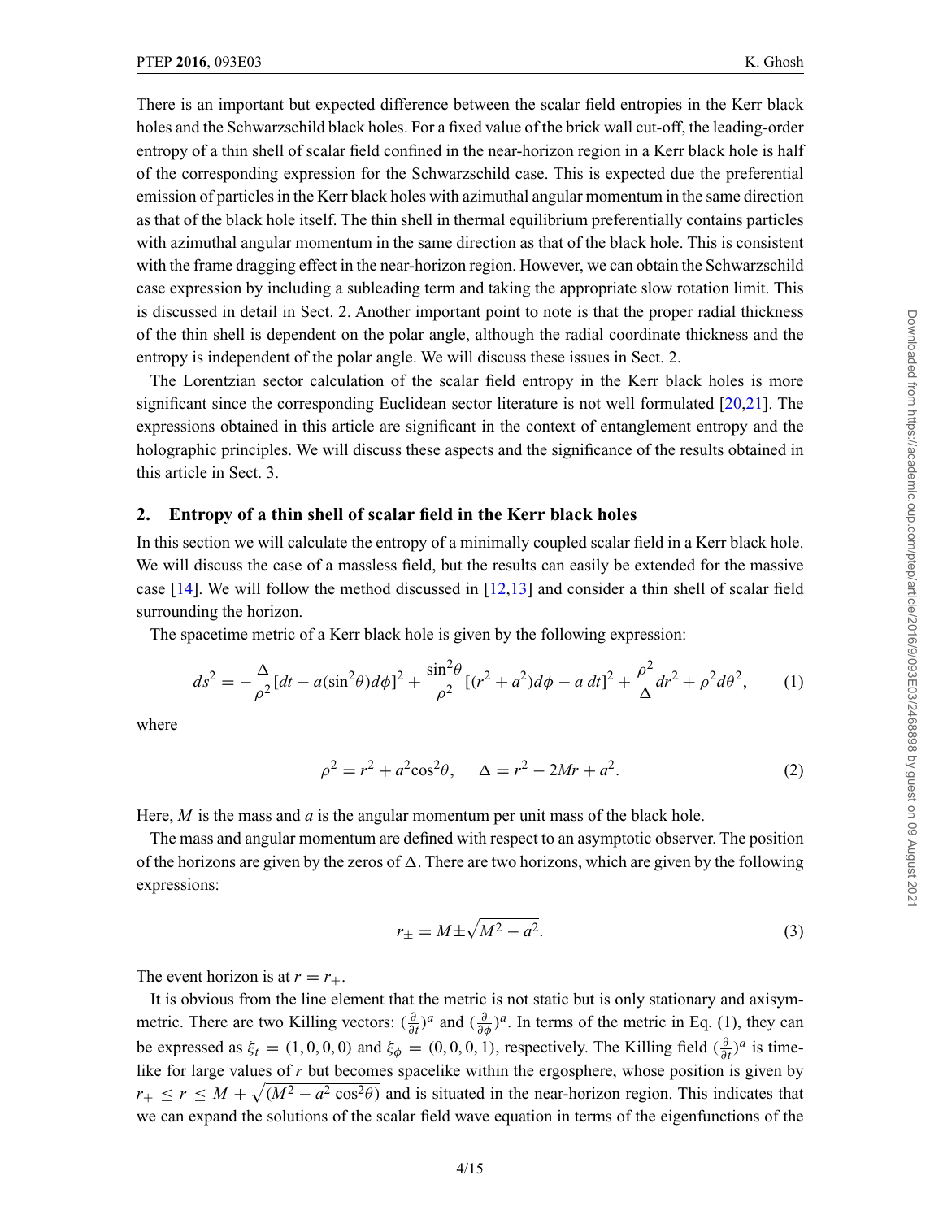There is an important but expected difference between the scalar field entropies in the Kerr black holes and the Schwarzschild black holes. For a fixed value of the brick wall cut-off, the leading-order entropy of a thin shell of scalar field confined in the near-horizon region in a Kerr black hole is half of the corresponding expression for the Schwarzschild case. This is expected due the preferential emission of particles in the Kerr black holes with azimuthal angular momentum in the same direction as that of the black hole itself. The thin shell in thermal equilibrium preferentially contains particles with azimuthal angular momentum in the same direction as that of the black hole. This is consistent with the frame dragging effect in the near-horizon region. However, we can obtain the Schwarzschild case expression by including a subleading term and taking the appropriate slow rotation limit. This is discussed in detail in Sect. 2. Another important point to note is that the proper radial thickness of the thin shell is dependent on the polar angle, although the radial coordinate thickness and the entropy is independent of the polar angle. We will discuss these issues in Sect. 2.

The Lorentzian sector calculation of the scalar field entropy in the Kerr black holes is more significant since the corresponding Euclidean sector literature is not well formulated [20,21]. The expressions obtained in this article are significant in the context of entanglement entropy and the holographic principles. We will discuss these aspects and the significance of the results obtained in this article in Sect. 3.

## 2. Entropy of a thin shell of scalar field in the Kerr black holes

In this section we will calculate the entropy of a minimally coupled scalar field in a Kerr black hole. We will discuss the case of a massless field, but the results can easily be extended for the massive case [14]. We will follow the method discussed in [12,13] and consider a thin shell of scalar field surrounding the horizon.

The spacetime metric of a Kerr black hole is given by the following expression:

$$ds^2 = -\frac{\Delta}{\rho^2}[dt - a(\sin^2\theta)d\phi]^2 + \frac{\sin^2\theta}{\rho^2}[(r^2+a^2)d\phi - a\,dt]^2 + \frac{\rho^2}{\Delta}dr^2 + \rho^2 d\theta^2, \tag{1}$$

where

$$\rho^2 = r^2 + a^2\cos^2\theta, \quad \Delta = r^2 - 2Mr + a^2. \tag{2}$$

Here, $M$ is the mass and $a$ is the angular momentum per unit mass of the black hole.

The mass and angular momentum are defined with respect to an asymptotic observer. The position of the horizons are given by the zeros of $\Delta$. There are two horizons, which are given by the following expressions:

$$r_{\pm} = M \pm \sqrt{M^2 - a^2}. \tag{3}$$

The event horizon is at $r = r_+$.

It is obvious from the line element that the metric is not static but is only stationary and axisymmetric. There are two Killing vectors: $(\frac{\partial}{\partial t})^a$ and $(\frac{\partial}{\partial \phi})^a$. In terms of the metric in Eq. (1), they can be expressed as $\xi_t = (1,0,0,0)$ and $\xi_\phi = (0,0,0,1)$, respectively. The Killing field $(\frac{\partial}{\partial t})^a$ is timelike for large values of $r$ but becomes spacelike within the ergosphere, whose position is given by $r_+ \le r \le M + \sqrt{(M^2 - a^2\cos^2\theta)}$ and is situated in the near-horizon region. This indicates that we can expand the solutions of the scalar field wave equation in terms of the eigenfunctions of the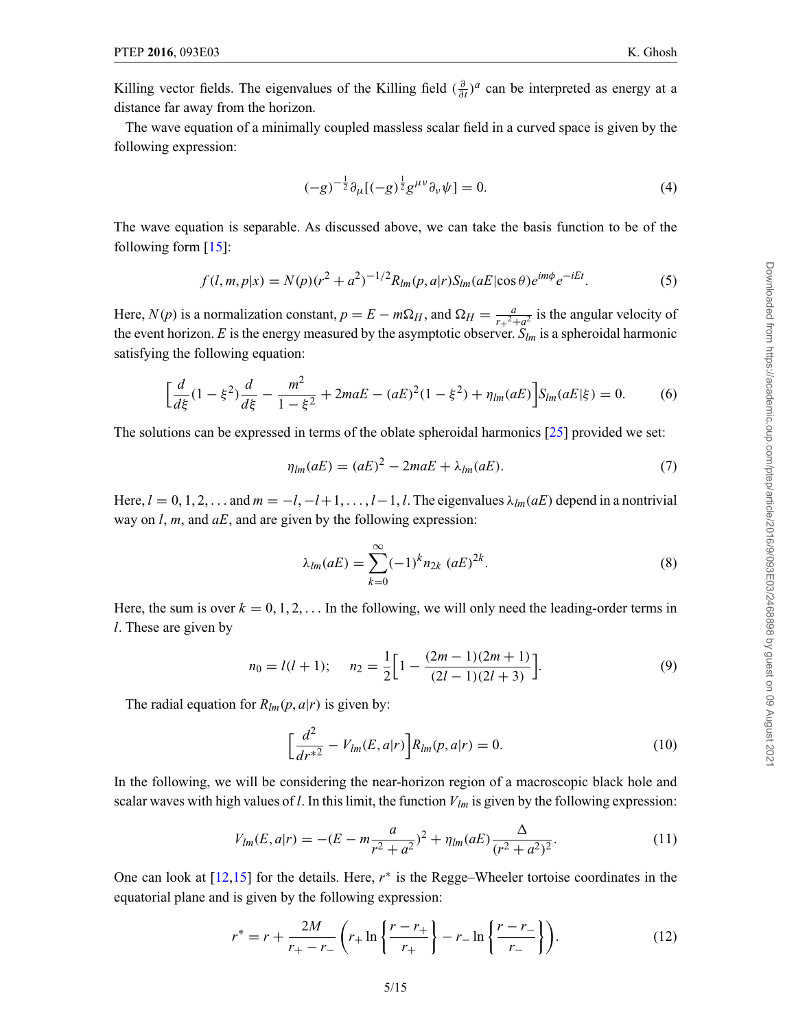Killing vector fields. The eigenvalues of the Killing field $(\frac{\partial}{\partial t})^a$ can be interpreted as energy at a distance far away from the horizon.

The wave equation of a minimally coupled massless scalar field in a curved space is given by the following expression:

$$(-g)^{-\frac{1}{2}}\partial_\mu[(-g)^{\frac{1}{2}}g^{\mu\nu}\partial_\nu\psi] = 0. \tag{4}$$

The wave equation is separable. As discussed above, we can take the basis function to be of the following form [15]:

$$f(l,m,p|x) = N(p)(r^2+a^2)^{-1/2}R_{lm}(p,a|r)S_{lm}(aE|\cos\theta)e^{im\phi}e^{-iEt}. \tag{5}$$

Here, $N(p)$ is a normalization constant, $p = E - m\Omega_H$, and $\Omega_H = \frac{a}{r_+{}^2+a^2}$ is the angular velocity of the event horizon. $E$ is the energy measured by the asymptotic observer. $S_{lm}$ is a spheroidal harmonic satisfying the following equation:

$$\Big[\frac{d}{d\xi}(1-\xi^2)\frac{d}{d\xi} - \frac{m^2}{1-\xi^2} + 2maE - (aE)^2(1-\xi^2) + \eta_{lm}(aE)\Big]S_{lm}(aE|\xi) = 0. \tag{6}$$

The solutions can be expressed in terms of the oblate spheroidal harmonics [25] provided we set:

$$\eta_{lm}(aE) = (aE)^2 - 2maE + \lambda_{lm}(aE). \tag{7}$$

Here, $l = 0, 1, 2, \dots$ and $m = -l, -l+1, \dots, l-1, l$. The eigenvalues $\lambda_{lm}(aE)$ depend in a nontrivial way on $l$, $m$, and $aE$, and are given by the following expression:

$$\lambda_{lm}(aE) = \sum_{k=0}^{\infty}(-1)^k n_{2k}\ (aE)^{2k}. \tag{8}$$

Here, the sum is over $k = 0, 1, 2, \dots$ In the following, we will only need the leading-order terms in $l$. These are given by

$$n_0 = l(l+1); \quad n_2 = \frac{1}{2}\Big[1 - \frac{(2m-1)(2m+1)}{(2l-1)(2l+3)}\Big]. \tag{9}$$

The radial equation for $R_{lm}(p,a|r)$ is given by:

$$\Big[\frac{d^2}{dr^{*2}} - V_{lm}(E,a|r)\Big]R_{lm}(p,a|r) = 0. \tag{10}$$

In the following, we will be considering the near-horizon region of a macroscopic black hole and scalar waves with high values of $l$. In this limit, the function $V_{lm}$ is given by the following expression:

$$V_{lm}(E,a|r) = -(E - m\frac{a}{r^2+a^2})^2 + \eta_{lm}(aE)\frac{\Delta}{(r^2+a^2)^2}. \tag{11}$$

One can look at [12,15] for the details. Here, $r^*$ is the Regge–Wheeler tortoise coordinates in the equatorial plane and is given by the following expression:

$$r^* = r + \frac{2M}{r_+ - r_-}\left(r_+\ln\left\{\frac{r-r_+}{r_+}\right\} - r_-\ln\left\{\frac{r-r_-}{r_-}\right\}\right). \tag{12}$$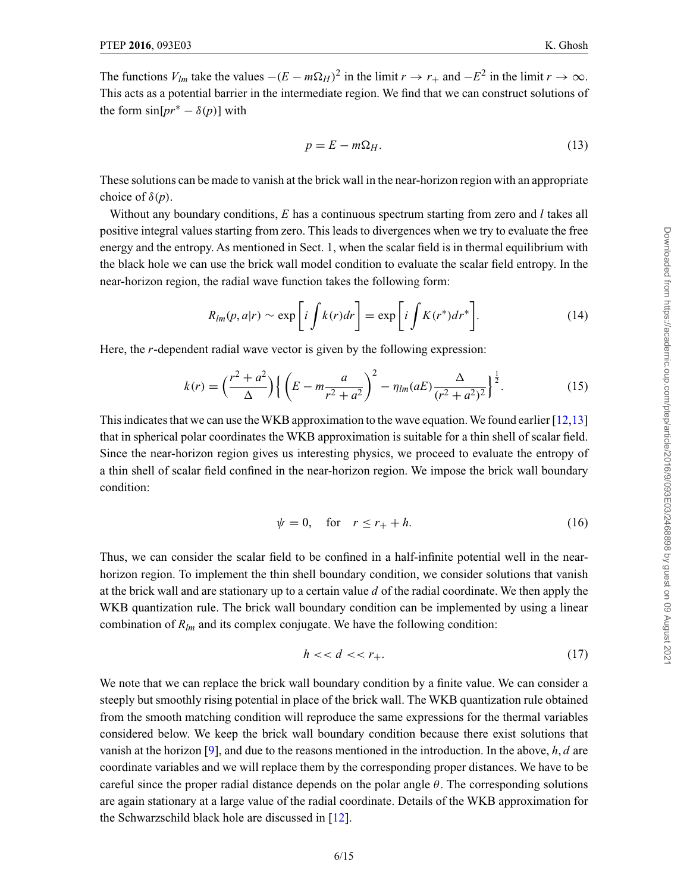The functions $V_{lm}$ take the values $-(E - m\Omega_H)^2$ in the limit $r \to r_+$ and $-E^2$ in the limit $r \to \infty$. This acts as a potential barrier in the intermediate region. We find that we can construct solutions of the form $\sin[pr^* - \delta(p)]$ with

$$p = E - m\Omega_H. \tag{13}$$

These solutions can be made to vanish at the brick wall in the near-horizon region with an appropriate choice of $\delta(p)$.

Without any boundary conditions, $E$ has a continuous spectrum starting from zero and $l$ takes all positive integral values starting from zero. This leads to divergences when we try to evaluate the free energy and the entropy. As mentioned in Sect. 1, when the scalar field is in thermal equilibrium with the black hole we can use the brick wall model condition to evaluate the scalar field entropy. In the near-horizon region, the radial wave function takes the following form:

$$R_{lm}(p, a|r) \sim \exp\left[i \int k(r) dr\right] = \exp\left[i \int K(r^*) dr^*\right]. \tag{14}$$

Here, the $r$-dependent radial wave vector is given by the following expression:

$$k(r) = \Big(\frac{r^2 + a^2}{\Delta}\Big)\Big\{ \Big(E - m\frac{a}{r^2 + a^2}\Big)^2 - \eta_{lm}(aE)\frac{\Delta}{(r^2 + a^2)^2}\Big\}^{\frac{1}{2}}. \tag{15}$$

This indicates that we can use the WKB approximation to the wave equation. We found earlier [12,13] that in spherical polar coordinates the WKB approximation is suitable for a thin shell of scalar field. Since the near-horizon region gives us interesting physics, we proceed to evaluate the entropy of a thin shell of scalar field confined in the near-horizon region. We impose the brick wall boundary condition:

$$\psi = 0, \quad \text{for} \quad r \leq r_+ + h. \tag{16}$$

Thus, we can consider the scalar field to be confined in a half-infinite potential well in the near-horizon region. To implement the thin shell boundary condition, we consider solutions that vanish at the brick wall and are stationary up to a certain value $d$ of the radial coordinate. We then apply the WKB quantization rule. The brick wall boundary condition can be implemented by using a linear combination of $R_{lm}$ and its complex conjugate. We have the following condition:

$$h << d << r_+. \tag{17}$$

We note that we can replace the brick wall boundary condition by a finite value. We can consider a steeply but smoothly rising potential in place of the brick wall. The WKB quantization rule obtained from the smooth matching condition will reproduce the same expressions for the thermal variables considered below. We keep the brick wall boundary condition because there exist solutions that vanish at the horizon [9], and due to the reasons mentioned in the introduction. In the above, $h, d$ are coordinate variables and we will replace them by the corresponding proper distances. We have to be careful since the proper radial distance depends on the polar angle $\theta$. The corresponding solutions are again stationary at a large value of the radial coordinate. Details of the WKB approximation for the Schwarzschild black hole are discussed in [12].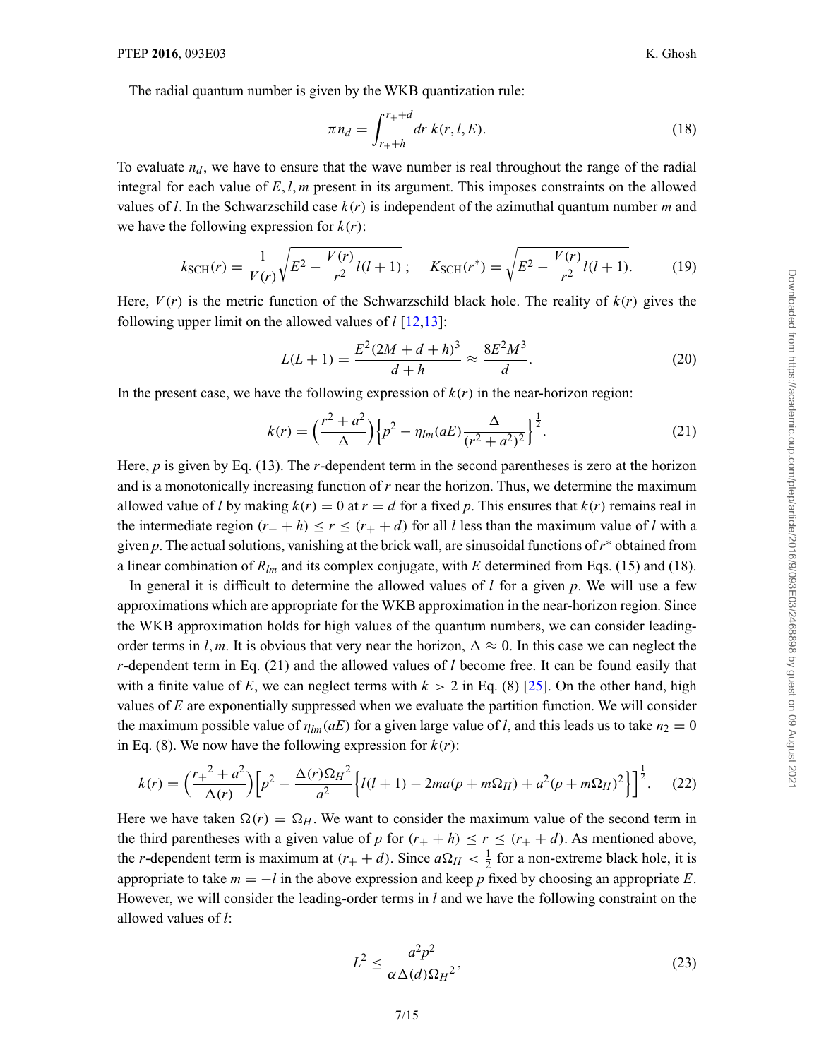The radial quantum number is given by the WKB quantization rule:

$$\pi n_d = \int_{r_+ + h}^{r_+ + d} dr\, k(r, l, E). \tag{18}$$

To evaluate $n_d$, we have to ensure that the wave number is real throughout the range of the radial integral for each value of $E, l, m$ present in its argument. This imposes constraints on the allowed values of $l$. In the Schwarzschild case $k(r)$ is independent of the azimuthal quantum number $m$ and we have the following expression for $k(r)$:

$$k_{\rm SCH}(r) = \frac{1}{V(r)}\sqrt{E^2 - \frac{V(r)}{r^2}l(l+1)}\,; \quad K_{\rm SCH}(r^*) = \sqrt{E^2 - \frac{V(r)}{r^2}l(l+1)}. \tag{19}$$

Here, $V(r)$ is the metric function of the Schwarzschild black hole. The reality of $k(r)$ gives the following upper limit on the allowed values of $l$ [12,13]:

$$L(L+1) = \frac{E^2(2M + d + h)^3}{d + h} \approx \frac{8E^2M^3}{d}. \tag{20}$$

In the present case, we have the following expression of $k(r)$ in the near-horizon region:

$$k(r) = \Big(\frac{r^2 + a^2}{\Delta}\Big)\Big\{p^2 - \eta_{lm}(aE)\frac{\Delta}{(r^2 + a^2)^2}\Big\}^{\frac{1}{2}}. \tag{21}$$

Here, $p$ is given by Eq. (13). The $r$-dependent term in the second parentheses is zero at the horizon and is a monotonically increasing function of $r$ near the horizon. Thus, we determine the maximum allowed value of $l$ by making $k(r) = 0$ at $r = d$ for a fixed $p$. This ensures that $k(r)$ remains real in the intermediate region $(r_+ + h) \leq r \leq (r_+ + d)$ for all $l$ less than the maximum value of $l$ with a given $p$. The actual solutions, vanishing at the brick wall, are sinusoidal functions of $r^*$ obtained from a linear combination of $R_{lm}$ and its complex conjugate, with $E$ determined from Eqs. (15) and (18).

In general it is difficult to determine the allowed values of $l$ for a given $p$. We will use a few approximations which are appropriate for the WKB approximation in the near-horizon region. Since the WKB approximation holds for high values of the quantum numbers, we can consider leading-order terms in $l, m$. It is obvious that very near the horizon, $\Delta \approx 0$. In this case we can neglect the $r$-dependent term in Eq. (21) and the allowed values of $l$ become free. It can be found easily that with a finite value of $E$, we can neglect terms with $k > 2$ in Eq. (8) [25]. On the other hand, high values of $E$ are exponentially suppressed when we evaluate the partition function. We will consider the maximum possible value of $\eta_{lm}(aE)$ for a given large value of $l$, and this leads us to take $n_2 = 0$ in Eq. (8). We now have the following expression for $k(r)$:

$$k(r) = \Big(\frac{{r_+}^2 + a^2}{\Delta(r)}\Big)\Big[p^2 - \frac{\Delta(r){\Omega_H}^2}{a^2}\Big\{l(l+1) - 2ma(p + m\Omega_H) + a^2(p + m\Omega_H)^2\Big\}\Big]^{\frac{1}{2}}. \tag{22}$$

Here we have taken $\Omega(r) = \Omega_H$. We want to consider the maximum value of the second term in the third parentheses with a given value of $p$ for $(r_+ + h) \leq r \leq (r_+ + d)$. As mentioned above, the $r$-dependent term is maximum at $(r_+ + d)$. Since $a\Omega_H < \frac{1}{2}$ for a non-extreme black hole, it is appropriate to take $m = -l$ in the above expression and keep $p$ fixed by choosing an appropriate $E$. However, we will consider the leading-order terms in $l$ and we have the following constraint on the allowed values of $l$:

$$L^2 \leq \frac{a^2p^2}{\alpha\Delta(d){\Omega_H}^2}, \tag{23}$$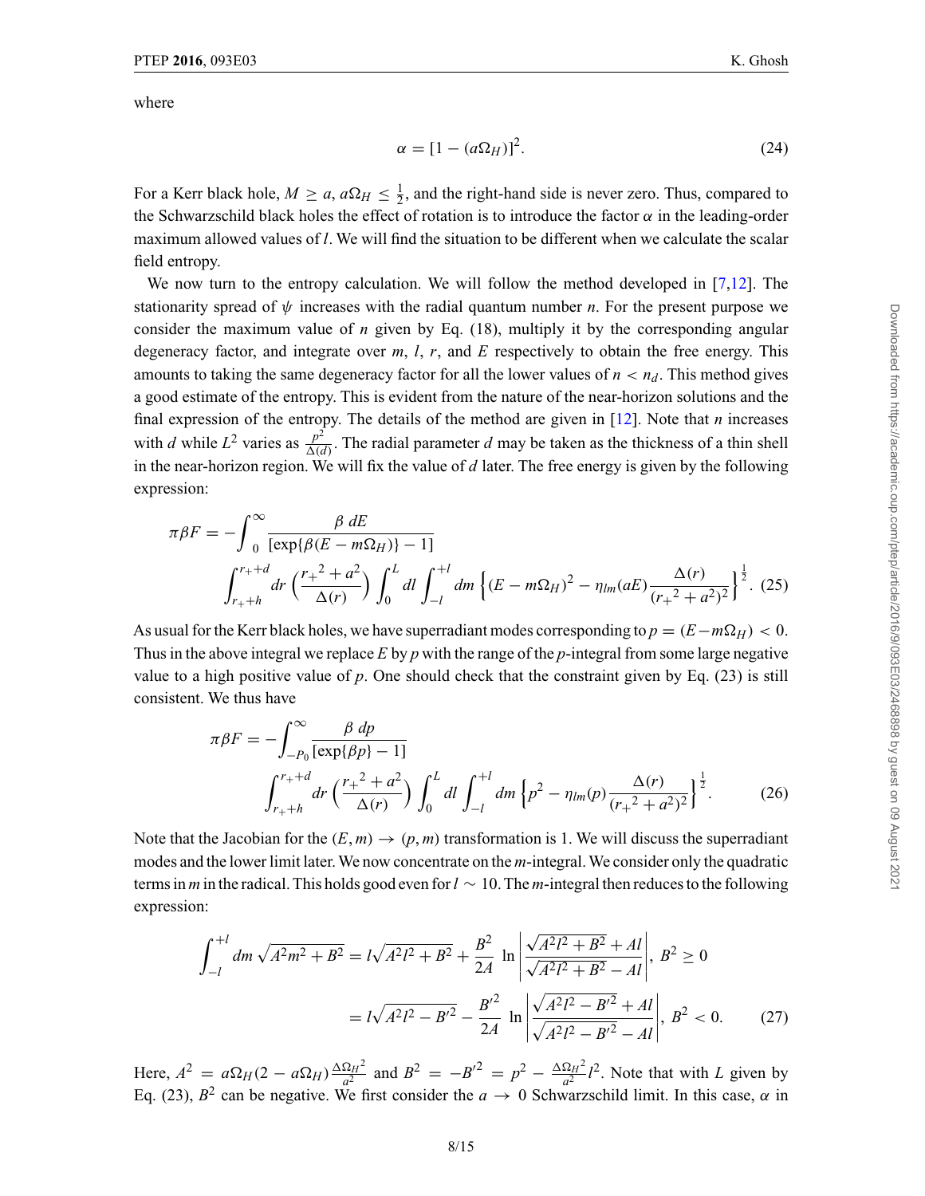where

$$\alpha = [1 - (a\Omega_H)]^2. \tag{24}$$

For a Kerr black hole, $M \geq a$, $a\Omega_H \leq \frac{1}{2}$, and the right-hand side is never zero. Thus, compared to the Schwarzschild black holes the effect of rotation is to introduce the factor $\alpha$ in the leading-order maximum allowed values of $l$. We will find the situation to be different when we calculate the scalar field entropy.

We now turn to the entropy calculation. We will follow the method developed in [7,12]. The stationarity spread of $\psi$ increases with the radial quantum number $n$. For the present purpose we consider the maximum value of $n$ given by Eq. (18), multiply it by the corresponding angular degeneracy factor, and integrate over $m$, $l$, $r$, and $E$ respectively to obtain the free energy. This amounts to taking the same degeneracy factor for all the lower values of $n < n_d$. This method gives a good estimate of the entropy. This is evident from the nature of the near-horizon solutions and the final expression of the entropy. The details of the method are given in [12]. Note that $n$ increases with $d$ while $L^2$ varies as $\frac{p^2}{\Delta(d)}$. The radial parameter $d$ may be taken as the thickness of a thin shell in the near-horizon region. We will fix the value of $d$ later. The free energy is given by the following expression:

$$\pi\beta F = -\int_0^\infty \frac{\beta\, dE}{[\exp\{\beta(E - m\Omega_H)\} - 1]}$$
$$\int_{r_+ + h}^{r_+ + d} dr \left(\frac{{r_+}^2 + a^2}{\Delta(r)}\right) \int_0^L dl \int_{-l}^{+l} dm \left\{(E - m\Omega_H)^2 - \eta_{lm}(aE)\frac{\Delta(r)}{({r_+}^2 + a^2)^2}\right\}^{\frac{1}{2}}. \tag{25}$$

As usual for the Kerr black holes, we have superradiant modes corresponding to $p = (E - m\Omega_H) < 0$. Thus in the above integral we replace $E$ by $p$ with the range of the $p$-integral from some large negative value to a high positive value of $p$. One should check that the constraint given by Eq. (23) is still consistent. We thus have

$$\pi\beta F = -\int_{-P_0}^\infty \frac{\beta\, dp}{[\exp\{\beta p\} - 1]}$$
$$\int_{r_+ + h}^{r_+ + d} dr \left(\frac{{r_+}^2 + a^2}{\Delta(r)}\right) \int_0^L dl \int_{-l}^{+l} dm \left\{p^2 - \eta_{lm}(p)\frac{\Delta(r)}{({r_+}^2 + a^2)^2}\right\}^{\frac{1}{2}}. \tag{26}$$

Note that the Jacobian for the $(E, m) \to (p, m)$ transformation is 1. We will discuss the superradiant modes and the lower limit later. We now concentrate on the $m$-integral. We consider only the quadratic terms in $m$ in the radical. This holds good even for $l \sim 10$. The $m$-integral then reduces to the following expression:

$$\int_{-l}^{+l} dm\, \sqrt{A^2 m^2 + B^2} = l\sqrt{A^2 l^2 + B^2} + \frac{B^2}{2A}\, \ln\left|\frac{\sqrt{A^2 l^2 + B^2} + Al}{\sqrt{A^2 l^2 + B^2} - Al}\right|,\ B^2 \geq 0$$
$$= l\sqrt{A^2 l^2 - B'^2} - \frac{B'^2}{2A}\, \ln\left|\frac{\sqrt{A^2 l^2 - B'^2} + Al}{\sqrt{A^2 l^2 - B'^2} - Al}\right|,\ B^2 < 0. \tag{27}$$

Here, $A^2 = a\Omega_H(2 - a\Omega_H)\frac{\Delta\Omega_H{}^2}{a^2}$ and $B^2 = -B'^2 = p^2 - \frac{\Delta\Omega_H{}^2}{a^2}l^2$. Note that with $L$ given by Eq. (23), $B^2$ can be negative. We first consider the $a \to 0$ Schwarzschild limit. In this case, $\alpha$ in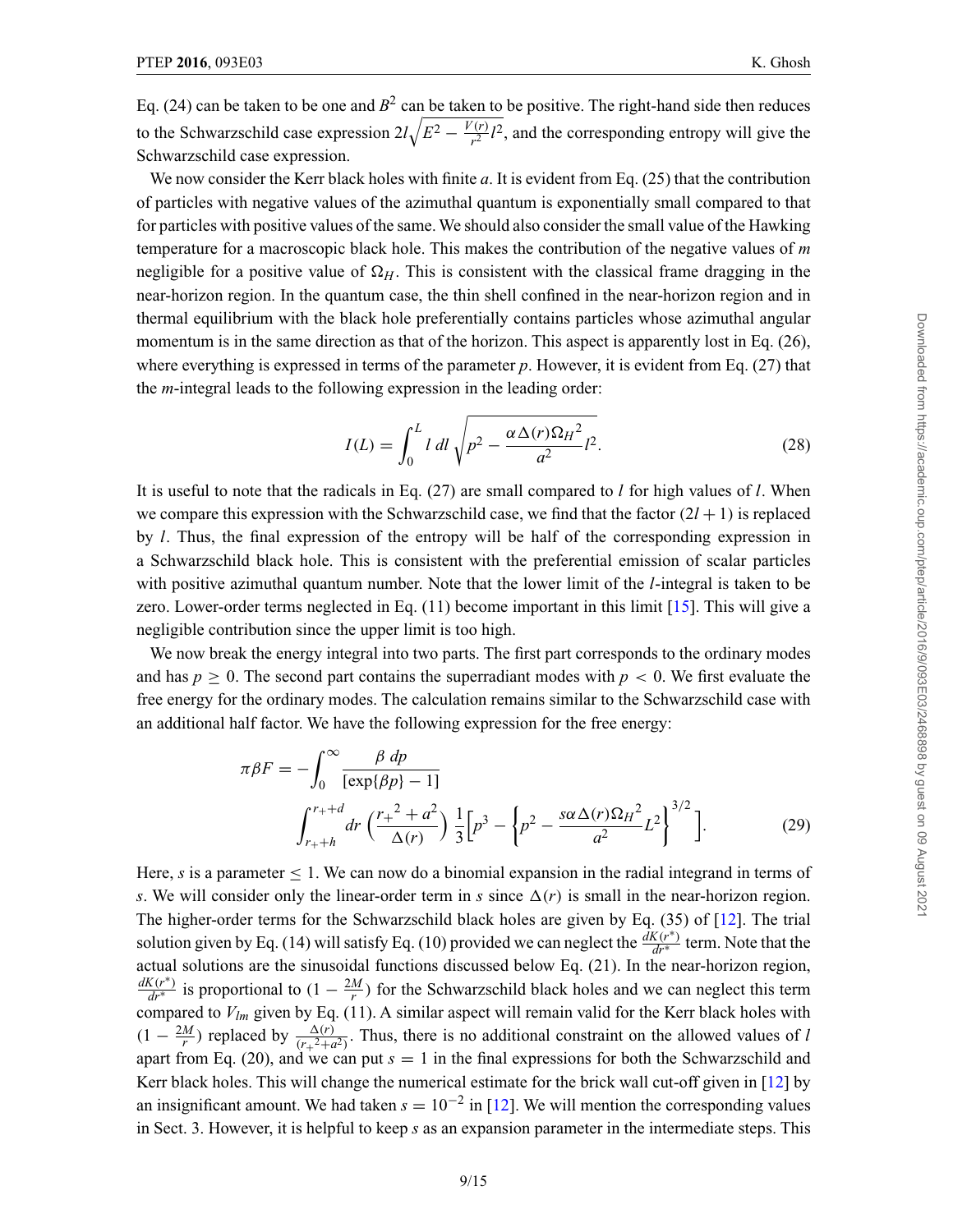Eq. (24) can be taken to be one and $B^2$ can be taken to be positive. The right-hand side then reduces to the Schwarzschild case expression $2l\sqrt{E^2 - \frac{V(r)}{r^2}l^2}$, and the corresponding entropy will give the Schwarzschild case expression.

We now consider the Kerr black holes with finite $a$. It is evident from Eq. (25) that the contribution of particles with negative values of the azimuthal quantum is exponentially small compared to that for particles with positive values of the same. We should also consider the small value of the Hawking temperature for a macroscopic black hole. This makes the contribution of the negative values of $m$ negligible for a positive value of $\Omega_H$. This is consistent with the classical frame dragging in the near-horizon region. In the quantum case, the thin shell confined in the near-horizon region and in thermal equilibrium with the black hole preferentially contains particles whose azimuthal angular momentum is in the same direction as that of the horizon. This aspect is apparently lost in Eq. (26), where everything is expressed in terms of the parameter $p$. However, it is evident from Eq. (27) that the $m$-integral leads to the following expression in the leading order:

$$I(L) = \int_0^L l\, dl\, \sqrt{p^2 - \frac{\alpha \Delta(r) {\Omega_H}^2}{a^2} l^2}. \tag{28}$$

It is useful to note that the radicals in Eq. (27) are small compared to $l$ for high values of $l$. When we compare this expression with the Schwarzschild case, we find that the factor $(2l + 1)$ is replaced by $l$. Thus, the final expression of the entropy will be half of the corresponding expression in a Schwarzschild black hole. This is consistent with the preferential emission of scalar particles with positive azimuthal quantum number. Note that the lower limit of the $l$-integral is taken to be zero. Lower-order terms neglected in Eq. (11) become important in this limit [15]. This will give a negligible contribution since the upper limit is too high.

We now break the energy integral into two parts. The first part corresponds to the ordinary modes and has $p \geq 0$. The second part contains the superradiant modes with $p < 0$. We first evaluate the free energy for the ordinary modes. The calculation remains similar to the Schwarzschild case with an additional half factor. We have the following expression for the free energy:

$$\pi \beta F = -\int_0^\infty \frac{\beta\, dp}{[\exp\{\beta p\} - 1]} \int_{r_+ + h}^{r_+ + d} dr \left(\frac{{r_+}^2 + a^2}{\Delta(r)}\right) \frac{1}{3}\left[p^3 - \left\{p^2 - \frac{s\alpha \Delta(r) {\Omega_H}^2}{a^2} L^2\right\}^{3/2}\right]. \tag{29}$$

Here, $s$ is a parameter $\leq 1$. We can now do a binomial expansion in the radial integrand in terms of $s$. We will consider only the linear-order term in $s$ since $\Delta(r)$ is small in the near-horizon region. The higher-order terms for the Schwarzschild black holes are given by Eq. (35) of [12]. The trial solution given by Eq. (14) will satisfy Eq. (10) provided we can neglect the $\frac{dK(r^*)}{dr^*}$ term. Note that the actual solutions are the sinusoidal functions discussed below Eq. (21). In the near-horizon region, $\frac{dK(r^*)}{dr^*}$ is proportional to $(1 - \frac{2M}{r})$ for the Schwarzschild black holes and we can neglect this term compared to $V_{lm}$ given by Eq. (11). A similar aspect will remain valid for the Kerr black holes with $(1 - \frac{2M}{r})$ replaced by $\frac{\Delta(r)}{({r_+}^2 + a^2)}$. Thus, there is no additional constraint on the allowed values of $l$ apart from Eq. (20), and we can put $s = 1$ in the final expressions for both the Schwarzschild and Kerr black holes. This will change the numerical estimate for the brick wall cut-off given in [12] by an insignificant amount. We had taken $s = 10^{-2}$ in [12]. We will mention the corresponding values in Sect. 3. However, it is helpful to keep $s$ as an expansion parameter in the intermediate steps. This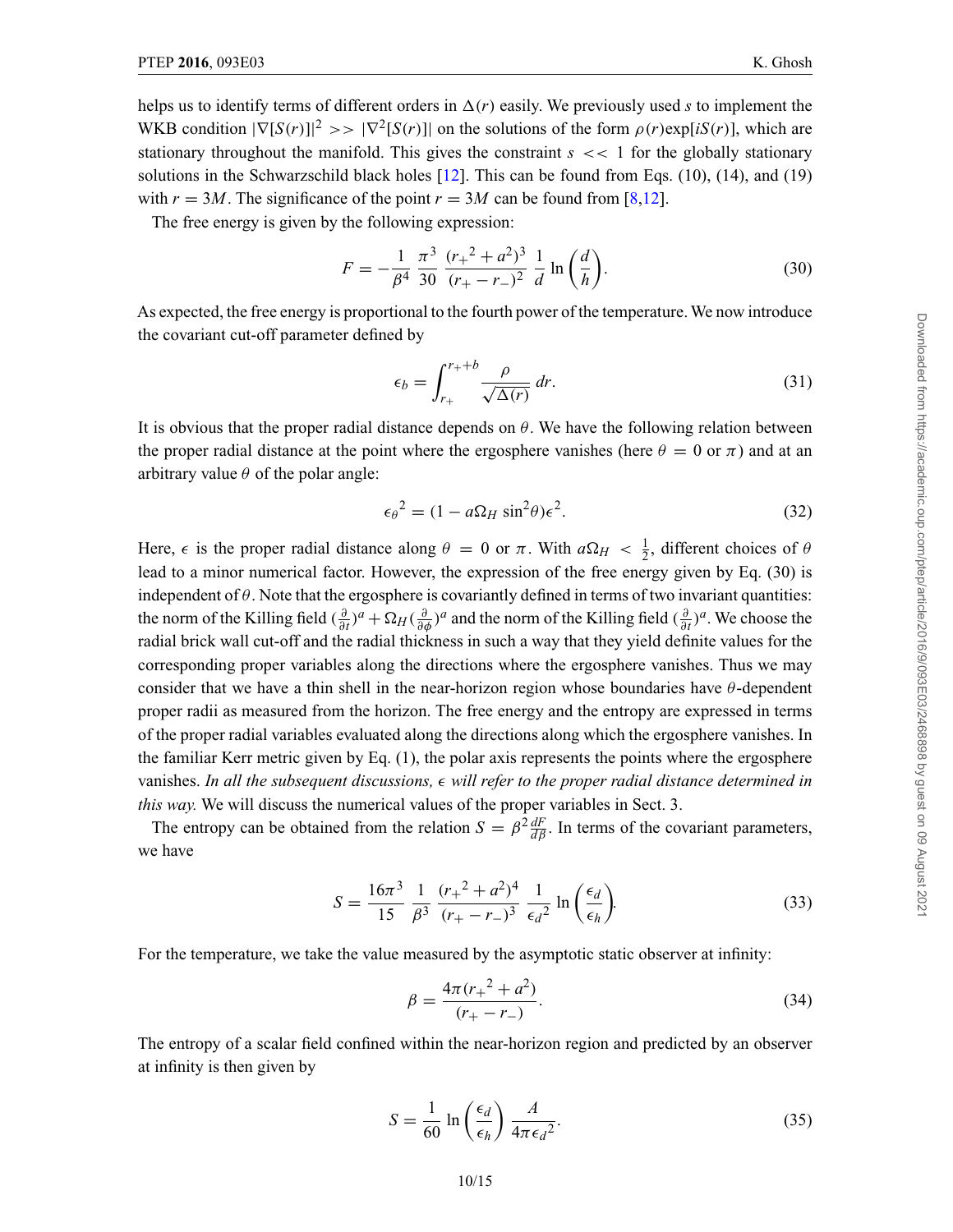helps us to identify terms of different orders in $\Delta(r)$ easily. We previously used $s$ to implement the WKB condition $|\nabla[S(r)]|^2 >> |\nabla^2[S(r)]|$ on the solutions of the form $\rho(r)\exp[iS(r)]$, which are stationary throughout the manifold. This gives the constraint $s << 1$ for the globally stationary solutions in the Schwarzschild black holes [12]. This can be found from Eqs. (10), (14), and (19) with $r = 3M$. The significance of the point $r = 3M$ can be found from [8,12].

The free energy is given by the following expression:

$$F = -\frac{1}{\beta^4}\,\frac{\pi^3}{30}\,\frac{({r_+}^2 + a^2)^3}{(r_+ - r_-)^2}\,\frac{1}{d}\,\ln\left(\frac{d}{h}\right). \tag{30}$$

As expected, the free energy is proportional to the fourth power of the temperature. We now introduce the covariant cut-off parameter defined by

$$\epsilon_b = \int_{r_+}^{r_+ + b} \frac{\rho}{\sqrt{\Delta(r)}}\,dr. \tag{31}$$

It is obvious that the proper radial distance depends on $\theta$. We have the following relation between the proper radial distance at the point where the ergosphere vanishes (here $\theta = 0$ or $\pi$) and at an arbitrary value $\theta$ of the polar angle:

$${\epsilon_\theta}^2 = (1 - a\Omega_H \sin^2\theta)\epsilon^2. \tag{32}$$

Here, $\epsilon$ is the proper radial distance along $\theta = 0$ or $\pi$. With $a\Omega_H < \frac{1}{2}$, different choices of $\theta$ lead to a minor numerical factor. However, the expression of the free energy given by Eq. (30) is independent of $\theta$. Note that the ergosphere is covariantly defined in terms of two invariant quantities: the norm of the Killing field $(\frac{\partial}{\partial t})^a + \Omega_H(\frac{\partial}{\partial \phi})^a$ and the norm of the Killing field $(\frac{\partial}{\partial t})^a$. We choose the radial brick wall cut-off and the radial thickness in such a way that they yield definite values for the corresponding proper variables along the directions where the ergosphere vanishes. Thus we may consider that we have a thin shell in the near-horizon region whose boundaries have $\theta$-dependent proper radii as measured from the horizon. The free energy and the entropy are expressed in terms of the proper radial variables evaluated along the directions along which the ergosphere vanishes. In the familiar Kerr metric given by Eq. (1), the polar axis represents the points where the ergosphere vanishes. *In all the subsequent discussions, $\epsilon$ will refer to the proper radial distance determined in this way.* We will discuss the numerical values of the proper variables in Sect. 3.

The entropy can be obtained from the relation $S = \beta^2 \frac{dF}{d\beta}$. In terms of the covariant parameters, we have

$$S = \frac{16\pi^3}{15}\,\frac{1}{\beta^3}\,\frac{({r_+}^2 + a^2)^4}{(r_+ - r_-)^3}\,\frac{1}{{\epsilon_d}^2}\,\ln\left(\frac{\epsilon_d}{\epsilon_h}\right). \tag{33}$$

For the temperature, we take the value measured by the asymptotic static observer at infinity:

$$\beta = \frac{4\pi({r_+}^2 + a^2)}{(r_+ - r_-)}. \tag{34}$$

The entropy of a scalar field confined within the near-horizon region and predicted by an observer at infinity is then given by

$$S = \frac{1}{60}\ln\left(\frac{\epsilon_d}{\epsilon_h}\right)\frac{A}{4\pi{\epsilon_d}^2}. \tag{35}$$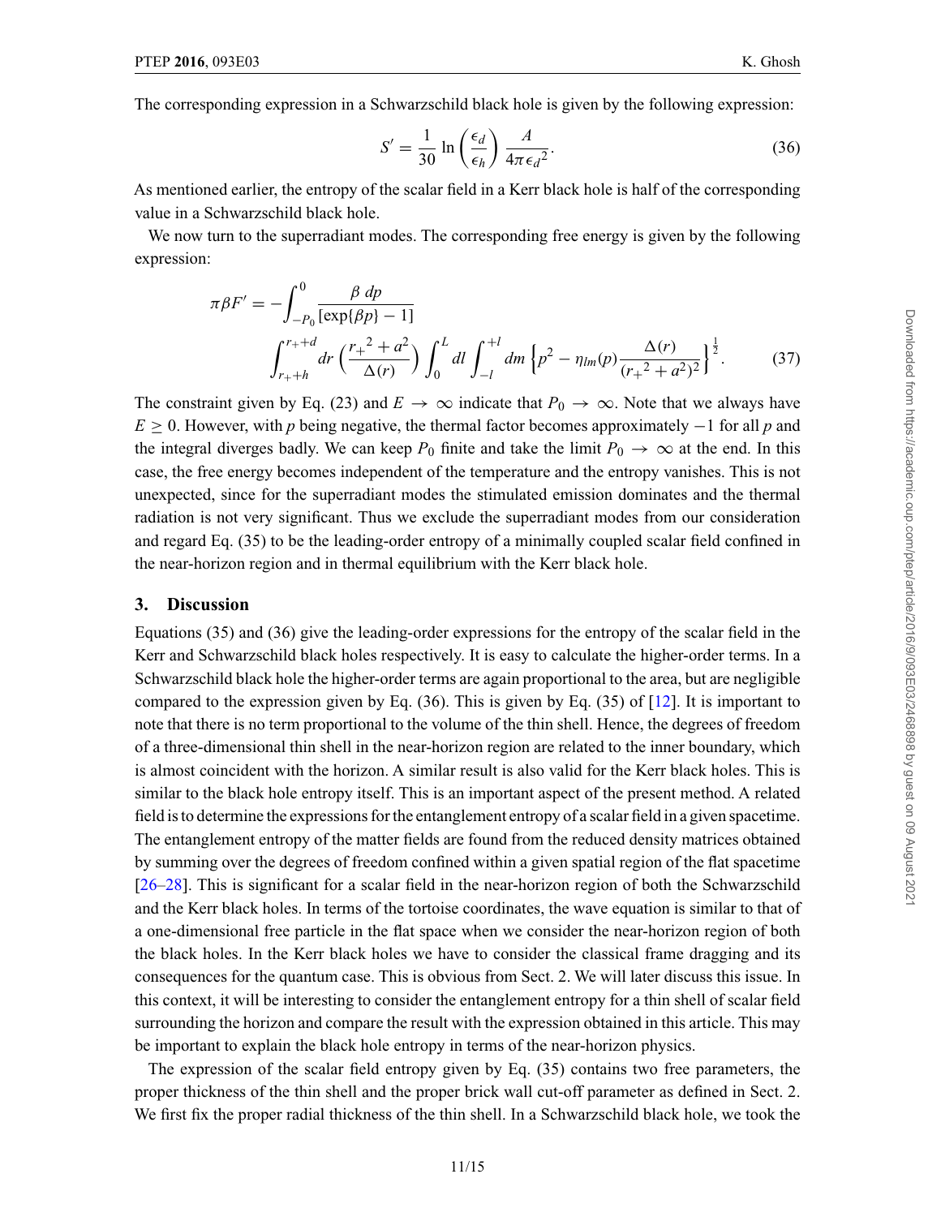The corresponding expression in a Schwarzschild black hole is given by the following expression:

$$
S' = \frac{1}{30} \ln\left(\frac{\epsilon_d}{\epsilon_h}\right) \frac{A}{4\pi \epsilon_d{}^2}. \tag{36}
$$

As mentioned earlier, the entropy of the scalar field in a Kerr black hole is half of the corresponding value in a Schwarzschild black hole.

We now turn to the superradiant modes. The corresponding free energy is given by the following expression:

$$
\pi \beta F' = -\int_{-P_0}^{0} \frac{\beta \, dp}{[\exp\{\beta p\} - 1]} \int_{r_+ + h}^{r_+ + d} dr \left(\frac{r_+{}^2 + a^2}{\Delta(r)}\right) \int_0^L dl \int_{-l}^{+l} dm \left\{p^2 - \eta_{lm}(p) \frac{\Delta(r)}{(r_+{}^2 + a^2)^2}\right\}^{\frac{1}{2}}. \tag{37}
$$

The constraint given by Eq. (23) and $E \to \infty$ indicate that $P_0 \to \infty$. Note that we always have $E \geq 0$. However, with $p$ being negative, the thermal factor becomes approximately $-1$ for all $p$ and the integral diverges badly. We can keep $P_0$ finite and take the limit $P_0 \to \infty$ at the end. In this case, the free energy becomes independent of the temperature and the entropy vanishes. This is not unexpected, since for the superradiant modes the stimulated emission dominates and the thermal radiation is not very significant. Thus we exclude the superradiant modes from our consideration and regard Eq. (35) to be the leading-order entropy of a minimally coupled scalar field confined in the near-horizon region and in thermal equilibrium with the Kerr black hole.

## 3. Discussion

Equations (35) and (36) give the leading-order expressions for the entropy of the scalar field in the Kerr and Schwarzschild black holes respectively. It is easy to calculate the higher-order terms. In a Schwarzschild black hole the higher-order terms are again proportional to the area, but are negligible compared to the expression given by Eq. (36). This is given by Eq. (35) of [12]. It is important to note that there is no term proportional to the volume of the thin shell. Hence, the degrees of freedom of a three-dimensional thin shell in the near-horizon region are related to the inner boundary, which is almost coincident with the horizon. A similar result is also valid for the Kerr black holes. This is similar to the black hole entropy itself. This is an important aspect of the present method. A related field is to determine the expressions for the entanglement entropy of a scalar field in a given spacetime. The entanglement entropy of the matter fields are found from the reduced density matrices obtained by summing over the degrees of freedom confined within a given spatial region of the flat spacetime [26–28]. This is significant for a scalar field in the near-horizon region of both the Schwarzschild and the Kerr black holes. In terms of the tortoise coordinates, the wave equation is similar to that of a one-dimensional free particle in the flat space when we consider the near-horizon region of both the black holes. In the Kerr black holes we have to consider the classical frame dragging and its consequences for the quantum case. This is obvious from Sect. 2. We will later discuss this issue. In this context, it will be interesting to consider the entanglement entropy for a thin shell of scalar field surrounding the horizon and compare the result with the expression obtained in this article. This may be important to explain the black hole entropy in terms of the near-horizon physics.

The expression of the scalar field entropy given by Eq. (35) contains two free parameters, the proper thickness of the thin shell and the proper brick wall cut-off parameter as defined in Sect. 2. We first fix the proper radial thickness of the thin shell. In a Schwarzschild black hole, we took the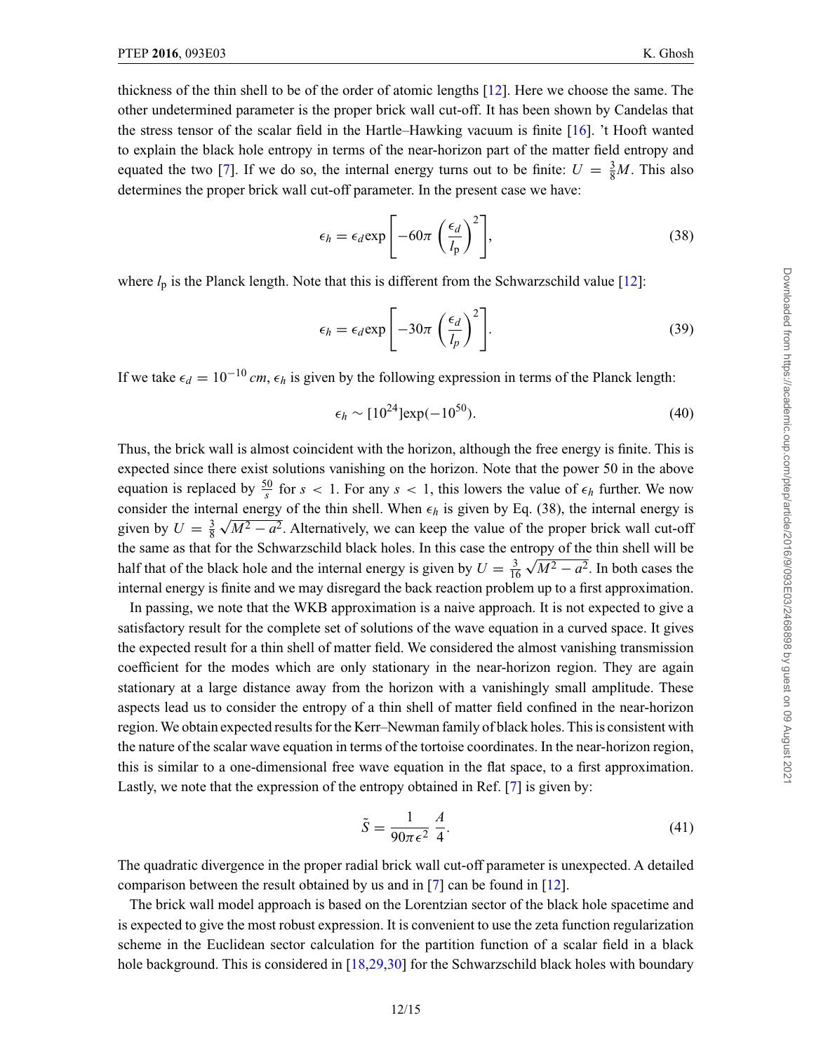thickness of the thin shell to be of the order of atomic lengths [12]. Here we choose the same. The other undetermined parameter is the proper brick wall cut-off. It has been shown by Candelas that the stress tensor of the scalar field in the Hartle–Hawking vacuum is finite [16]. 't Hooft wanted to explain the black hole entropy in terms of the near-horizon part of the matter field entropy and equated the two [7]. If we do so, the internal energy turns out to be finite: $U = \frac{3}{8}M$. This also determines the proper brick wall cut-off parameter. In the present case we have:

$$\epsilon_h = \epsilon_d \exp\left[-60\pi \left(\frac{\epsilon_d}{l_{\mathrm{p}}}\right)^2\right], \tag{38}$$

where $l_{\mathrm{p}}$ is the Planck length. Note that this is different from the Schwarzschild value [12]:

$$\epsilon_h = \epsilon_d \exp\left[-30\pi \left(\frac{\epsilon_d}{l_p}\right)^2\right]. \tag{39}$$

If we take $\epsilon_d = 10^{-10}\, cm$, $\epsilon_h$ is given by the following expression in terms of the Planck length:

$$\epsilon_h \sim [10^{24}]\exp(-10^{50}). \tag{40}$$

Thus, the brick wall is almost coincident with the horizon, although the free energy is finite. This is expected since there exist solutions vanishing on the horizon. Note that the power 50 in the above equation is replaced by $\frac{50}{s}$ for $s < 1$. For any $s < 1$, this lowers the value of $\epsilon_h$ further. We now consider the internal energy of the thin shell. When $\epsilon_h$ is given by Eq. (38), the internal energy is given by $U = \frac{3}{8}\sqrt{M^2 - a^2}$. Alternatively, we can keep the value of the proper brick wall cut-off the same as that for the Schwarzschild black holes. In this case the entropy of the thin shell will be half that of the black hole and the internal energy is given by $U = \frac{3}{16}\sqrt{M^2 - a^2}$. In both cases the internal energy is finite and we may disregard the back reaction problem up to a first approximation.

In passing, we note that the WKB approximation is a naive approach. It is not expected to give a satisfactory result for the complete set of solutions of the wave equation in a curved space. It gives the expected result for a thin shell of matter field. We considered the almost vanishing transmission coefficient for the modes which are only stationary in the near-horizon region. They are again stationary at a large distance away from the horizon with a vanishingly small amplitude. These aspects lead us to consider the entropy of a thin shell of matter field confined in the near-horizon region. We obtain expected results for the Kerr–Newman family of black holes. This is consistent with the nature of the scalar wave equation in terms of the tortoise coordinates. In the near-horizon region, this is similar to a one-dimensional free wave equation in the flat space, to a first approximation. Lastly, we note that the expression of the entropy obtained in Ref. [7] is given by:

$$\tilde{S} = \frac{1}{90\pi\epsilon^2}\,\frac{A}{4}. \tag{41}$$

The quadratic divergence in the proper radial brick wall cut-off parameter is unexpected. A detailed comparison between the result obtained by us and in [7] can be found in [12].

The brick wall model approach is based on the Lorentzian sector of the black hole spacetime and is expected to give the most robust expression. It is convenient to use the zeta function regularization scheme in the Euclidean sector calculation for the partition function of a scalar field in a black hole background. This is considered in [18,29,30] for the Schwarzschild black holes with boundary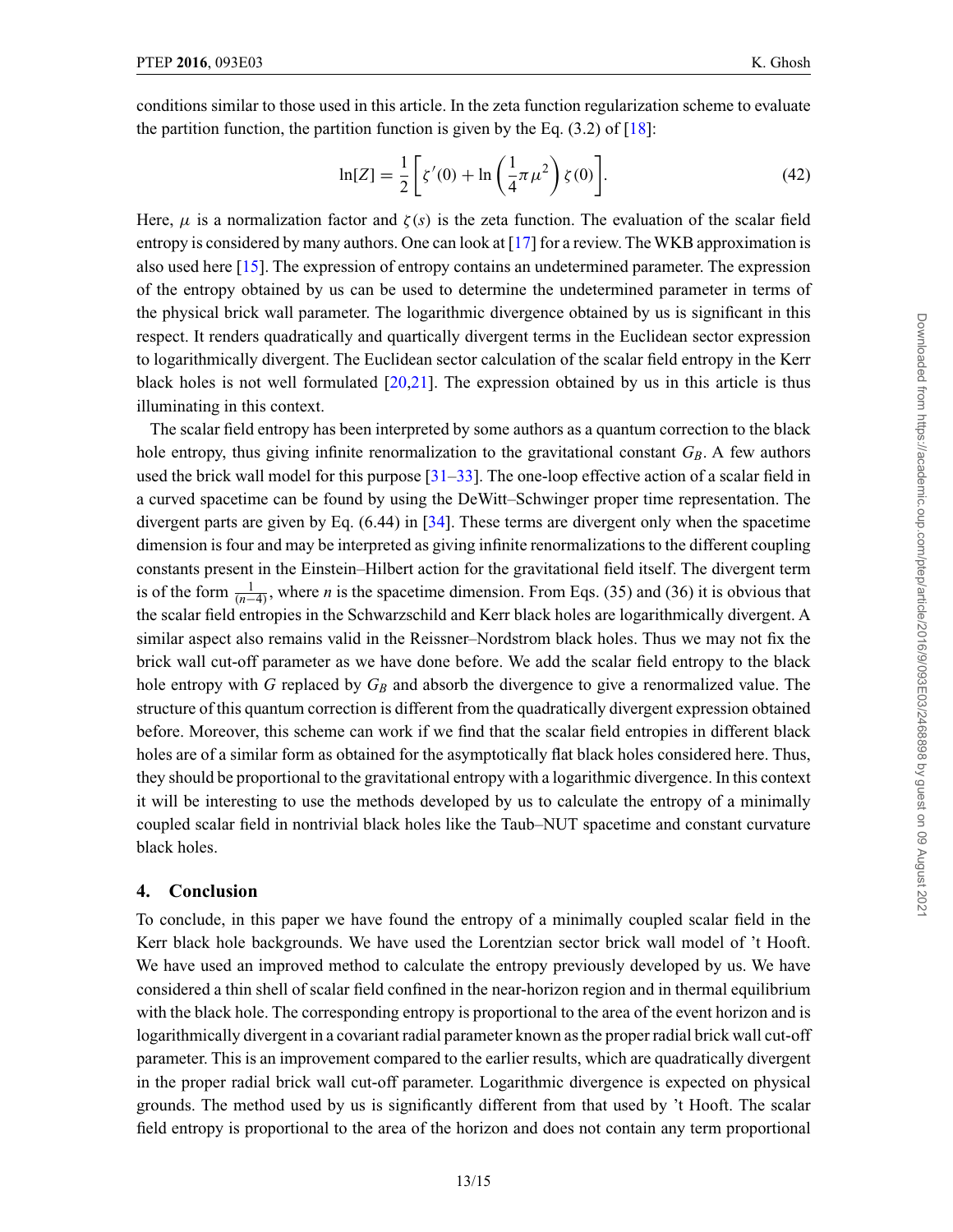conditions similar to those used in this article. In the zeta function regularization scheme to evaluate the partition function, the partition function is given by the Eq. (3.2) of [18]:

$$\ln[Z] = \frac{1}{2}\left[\zeta'(0) + \ln\left(\frac{1}{4}\pi\mu^2\right)\zeta(0)\right]. \tag{42}$$

Here, $\mu$ is a normalization factor and $\zeta(s)$ is the zeta function. The evaluation of the scalar field entropy is considered by many authors. One can look at [17] for a review. The WKB approximation is also used here [15]. The expression of entropy contains an undetermined parameter. The expression of the entropy obtained by us can be used to determine the undetermined parameter in terms of the physical brick wall parameter. The logarithmic divergence obtained by us is significant in this respect. It renders quadratically and quartically divergent terms in the Euclidean sector expression to logarithmically divergent. The Euclidean sector calculation of the scalar field entropy in the Kerr black holes is not well formulated [20,21]. The expression obtained by us in this article is thus illuminating in this context.

The scalar field entropy has been interpreted by some authors as a quantum correction to the black hole entropy, thus giving infinite renormalization to the gravitational constant $G_B$. A few authors used the brick wall model for this purpose [31–33]. The one-loop effective action of a scalar field in a curved spacetime can be found by using the DeWitt–Schwinger proper time representation. The divergent parts are given by Eq. (6.44) in [34]. These terms are divergent only when the spacetime dimension is four and may be interpreted as giving infinite renormalizations to the different coupling constants present in the Einstein–Hilbert action for the gravitational field itself. The divergent term is of the form $\frac{1}{(n-4)}$, where $n$ is the spacetime dimension. From Eqs. (35) and (36) it is obvious that the scalar field entropies in the Schwarzschild and Kerr black holes are logarithmically divergent. A similar aspect also remains valid in the Reissner–Nordstrom black holes. Thus we may not fix the brick wall cut-off parameter as we have done before. We add the scalar field entropy to the black hole entropy with $G$ replaced by $G_B$ and absorb the divergence to give a renormalized value. The structure of this quantum correction is different from the quadratically divergent expression obtained before. Moreover, this scheme can work if we find that the scalar field entropies in different black holes are of a similar form as obtained for the asymptotically flat black holes considered here. Thus, they should be proportional to the gravitational entropy with a logarithmic divergence. In this context it will be interesting to use the methods developed by us to calculate the entropy of a minimally coupled scalar field in nontrivial black holes like the Taub–NUT spacetime and constant curvature black holes.

## 4. Conclusion

To conclude, in this paper we have found the entropy of a minimally coupled scalar field in the Kerr black hole backgrounds. We have used the Lorentzian sector brick wall model of 't Hooft. We have used an improved method to calculate the entropy previously developed by us. We have considered a thin shell of scalar field confined in the near-horizon region and in thermal equilibrium with the black hole. The corresponding entropy is proportional to the area of the event horizon and is logarithmically divergent in a covariant radial parameter known as the proper radial brick wall cut-off parameter. This is an improvement compared to the earlier results, which are quadratically divergent in the proper radial brick wall cut-off parameter. Logarithmic divergence is expected on physical grounds. The method used by us is significantly different from that used by 't Hooft. The scalar field entropy is proportional to the area of the horizon and does not contain any term proportional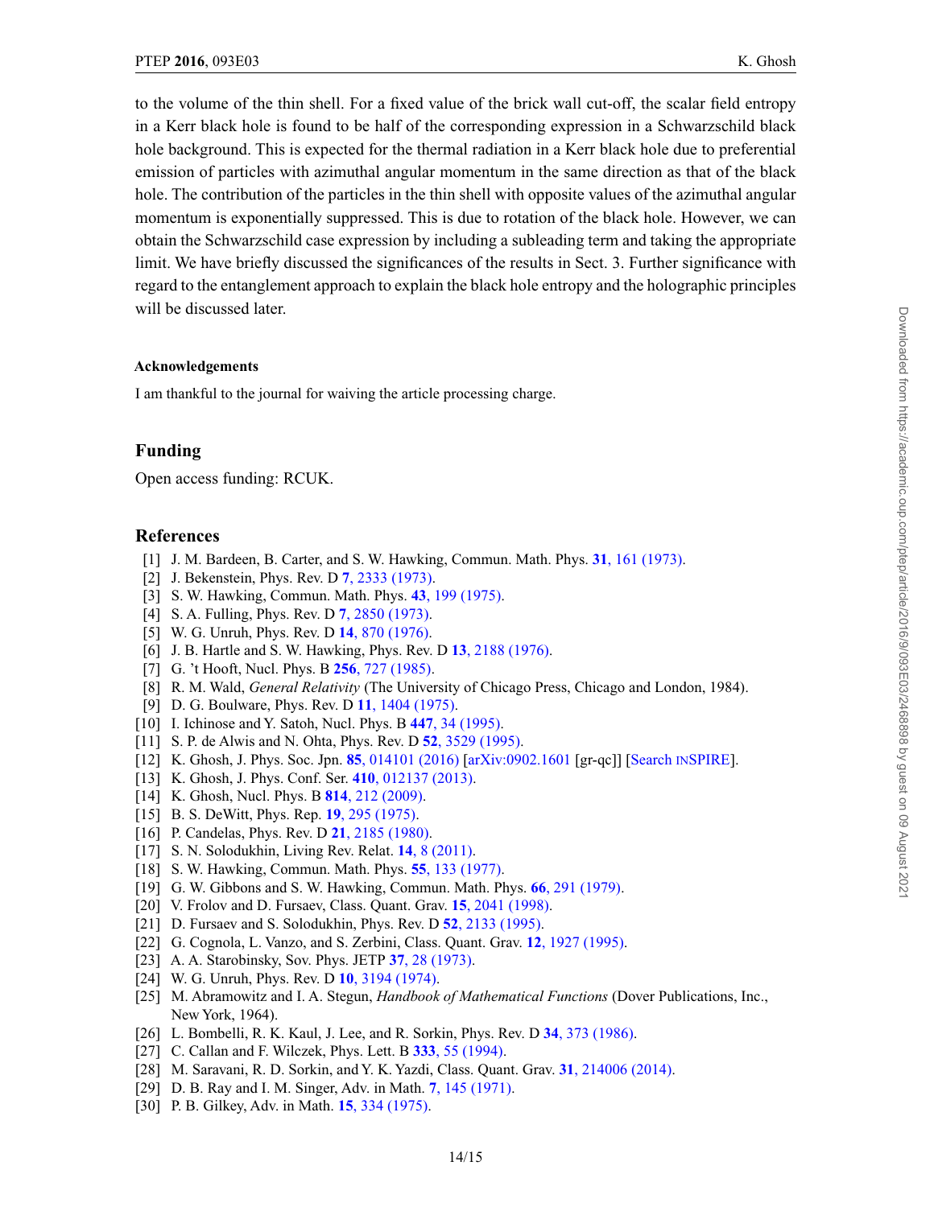to the volume of the thin shell. For a fixed value of the brick wall cut-off, the scalar field entropy in a Kerr black hole is found to be half of the corresponding expression in a Schwarzschild black hole background. This is expected for the thermal radiation in a Kerr black hole due to preferential emission of particles with azimuthal angular momentum in the same direction as that of the black hole. The contribution of the particles in the thin shell with opposite values of the azimuthal angular momentum is exponentially suppressed. This is due to rotation of the black hole. However, we can obtain the Schwarzschild case expression by including a subleading term and taking the appropriate limit. We have briefly discussed the significances of the results in Sect. 3. Further significance with regard to the entanglement approach to explain the black hole entropy and the holographic principles will be discussed later.

#### Acknowledgements

I am thankful to the journal for waiving the article processing charge.

## Funding

Open access funding: RCUK.

## References

[1] J. M. Bardeen, B. Carter, and S. W. Hawking, Commun. Math. Phys. **31**, 161 (1973).
[2] J. Bekenstein, Phys. Rev. D **7**, 2333 (1973).
[3] S. W. Hawking, Commun. Math. Phys. **43**, 199 (1975).
[4] S. A. Fulling, Phys. Rev. D **7**, 2850 (1973).
[5] W. G. Unruh, Phys. Rev. D **14**, 870 (1976).
[6] J. B. Hartle and S. W. Hawking, Phys. Rev. D **13**, 2188 (1976).
[7] G. 't Hooft, Nucl. Phys. B **256**, 727 (1985).
[8] R. M. Wald, *General Relativity* (The University of Chicago Press, Chicago and London, 1984).
[9] D. G. Boulware, Phys. Rev. D **11**, 1404 (1975).
[10] I. Ichinose and Y. Satoh, Nucl. Phys. B **447**, 34 (1995).
[11] S. P. de Alwis and N. Ohta, Phys. Rev. D **52**, 3529 (1995).
[12] K. Ghosh, J. Phys. Soc. Jpn. **85**, 014101 (2016) [arXiv:0902.1601 [gr-qc]] [Search INSPIRE].
[13] K. Ghosh, J. Phys. Conf. Ser. **410**, 012137 (2013).
[14] K. Ghosh, Nucl. Phys. B **814**, 212 (2009).
[15] B. S. DeWitt, Phys. Rep. **19**, 295 (1975).
[16] P. Candelas, Phys. Rev. D **21**, 2185 (1980).
[17] S. N. Solodukhin, Living Rev. Relat. **14**, 8 (2011).
[18] S. W. Hawking, Commun. Math. Phys. **55**, 133 (1977).
[19] G. W. Gibbons and S. W. Hawking, Commun. Math. Phys. **66**, 291 (1979).
[20] V. Frolov and D. Fursaev, Class. Quant. Grav. **15**, 2041 (1998).
[21] D. Fursaev and S. Solodukhin, Phys. Rev. D **52**, 2133 (1995).
[22] G. Cognola, L. Vanzo, and S. Zerbini, Class. Quant. Grav. **12**, 1927 (1995).
[23] A. A. Starobinsky, Sov. Phys. JETP **37**, 28 (1973).
[24] W. G. Unruh, Phys. Rev. D **10**, 3194 (1974).
[25] M. Abramowitz and I. A. Stegun, *Handbook of Mathematical Functions* (Dover Publications, Inc., New York, 1964).
[26] L. Bombelli, R. K. Kaul, J. Lee, and R. Sorkin, Phys. Rev. D **34**, 373 (1986).
[27] C. Callan and F. Wilczek, Phys. Lett. B **333**, 55 (1994).
[28] M. Saravani, R. D. Sorkin, and Y. K. Yazdi, Class. Quant. Grav. **31**, 214006 (2014).
[29] D. B. Ray and I. M. Singer, Adv. in Math. **7**, 145 (1971).
[30] P. B. Gilkey, Adv. in Math. **15**, 334 (1975).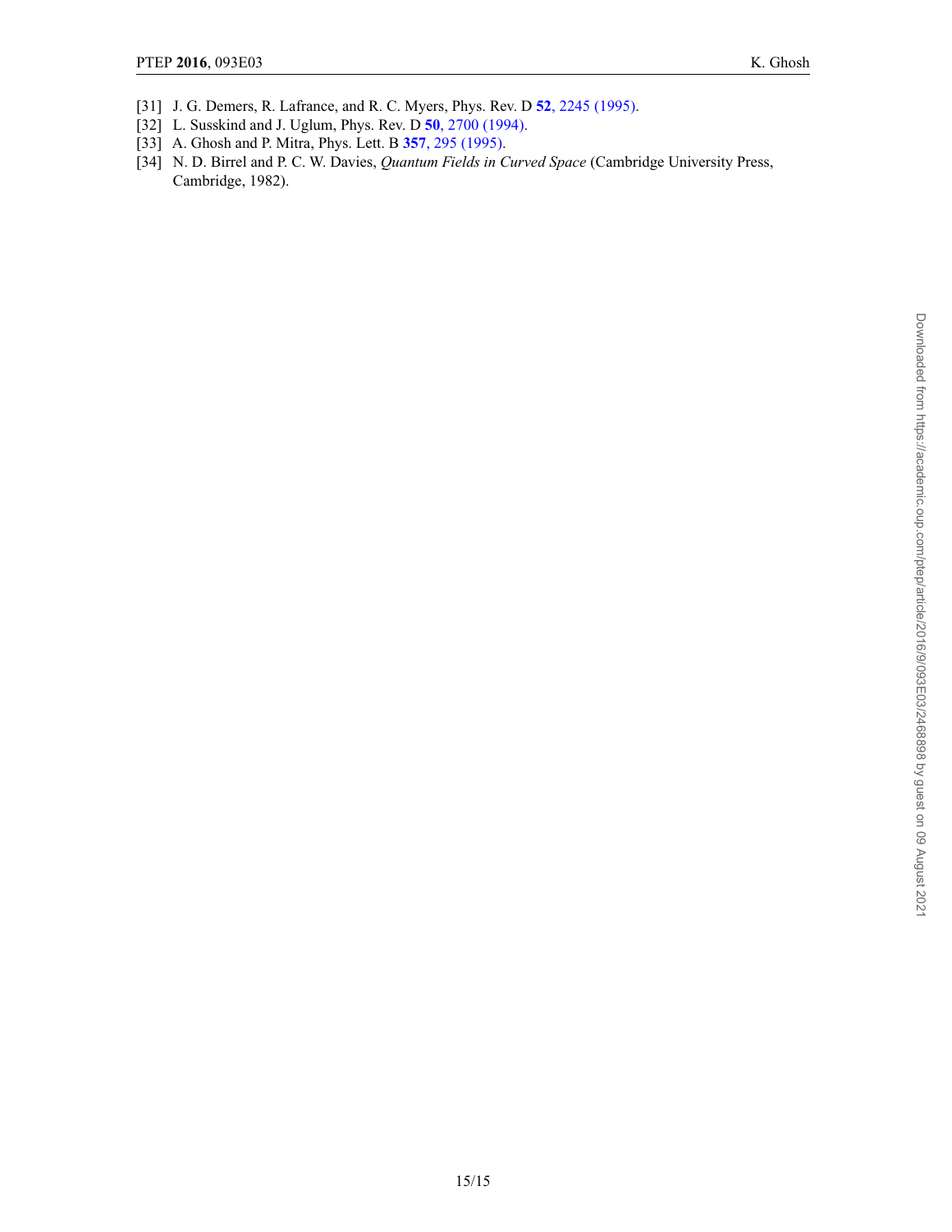[31] J. G. Demers, R. Lafrance, and R. C. Myers, Phys. Rev. D **52**, 2245 (1995).
[32] L. Susskind and J. Uglum, Phys. Rev. D **50**, 2700 (1994).
[33] A. Ghosh and P. Mitra, Phys. Lett. B **357**, 295 (1995).
[34] N. D. Birrel and P. C. W. Davies, *Quantum Fields in Curved Space* (Cambridge University Press, Cambridge, 1982).